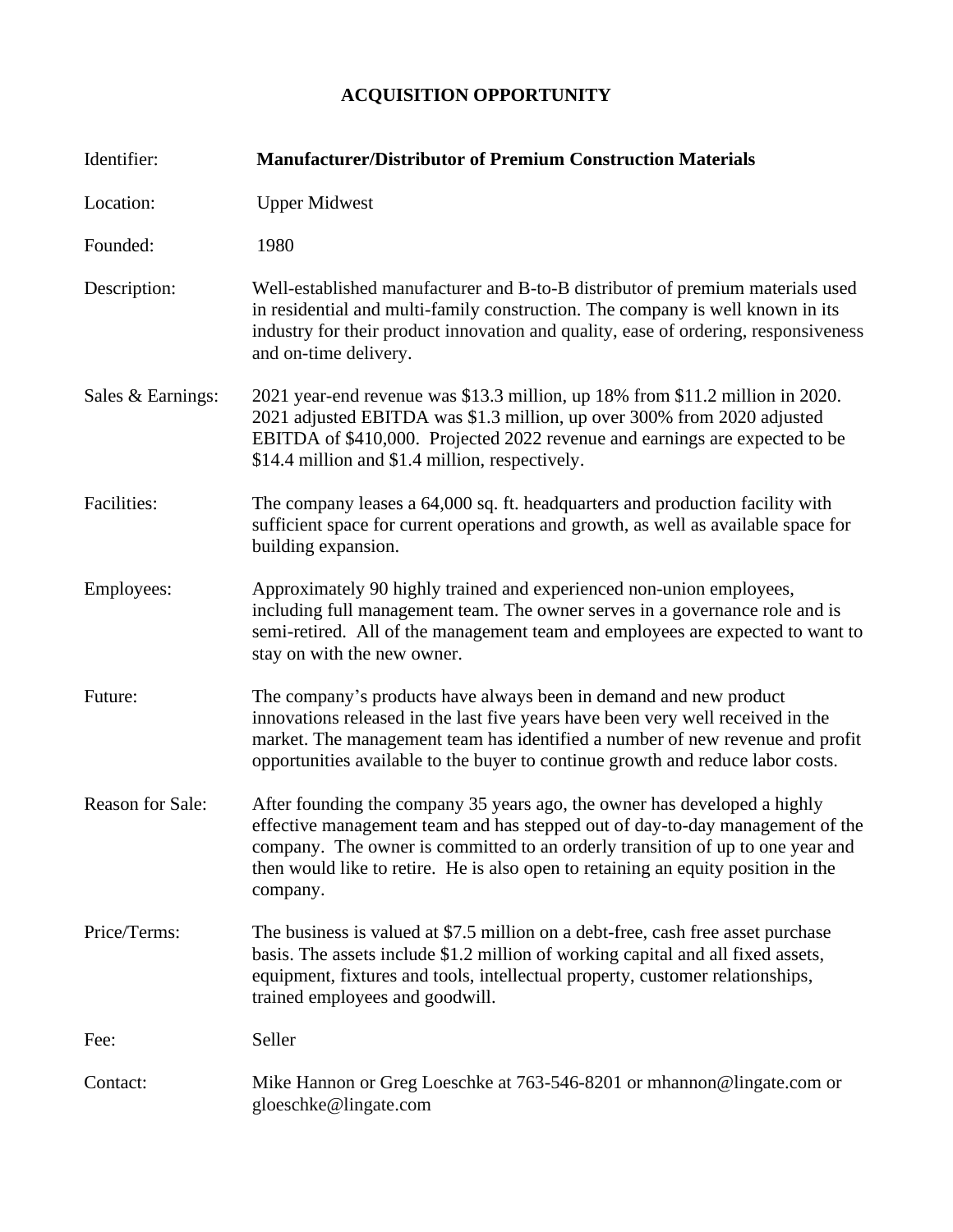# ACQUISITION OPPORTUNITY

| | |
|---|---|
| Identifier: | **Manufacturer/Distributor of Premium Construction Materials** |
| Location: | Upper Midwest |
| Founded: | 1980 |
| Description: | Well-established manufacturer and B-to-B distributor of premium materials used in residential and multi-family construction. The company is well known in its industry for their product innovation and quality, ease of ordering, responsiveness and on-time delivery. |
| Sales & Earnings: | 2021 year-end revenue was $13.3 million, up 18% from $11.2 million in 2020. 2021 adjusted EBITDA was $1.3 million, up over 300% from 2020 adjusted EBITDA of $410,000. Projected 2022 revenue and earnings are expected to be $14.4 million and $1.4 million, respectively. |
| Facilities: | The company leases a 64,000 sq. ft. headquarters and production facility with sufficient space for current operations and growth, as well as available space for building expansion. |
| Employees: | Approximately 90 highly trained and experienced non-union employees, including full management team. The owner serves in a governance role and is semi-retired. All of the management team and employees are expected to want to stay on with the new owner. |
| Future: | The company's products have always been in demand and new product innovations released in the last five years have been very well received in the market. The management team has identified a number of new revenue and profit opportunities available to the buyer to continue growth and reduce labor costs. |
| Reason for Sale: | After founding the company 35 years ago, the owner has developed a highly effective management team and has stepped out of day-to-day management of the company. The owner is committed to an orderly transition of up to one year and then would like to retire. He is also open to retaining an equity position in the company. |
| Price/Terms: | The business is valued at $7.5 million on a debt-free, cash free asset purchase basis. The assets include $1.2 million of working capital and all fixed assets, equipment, fixtures and tools, intellectual property, customer relationships, trained employees and goodwill. |
| Fee: | Seller |
| Contact: | Mike Hannon or Greg Loeschke at 763-546-8201 or mhannon@lingate.com or gloeschke@lingate.com |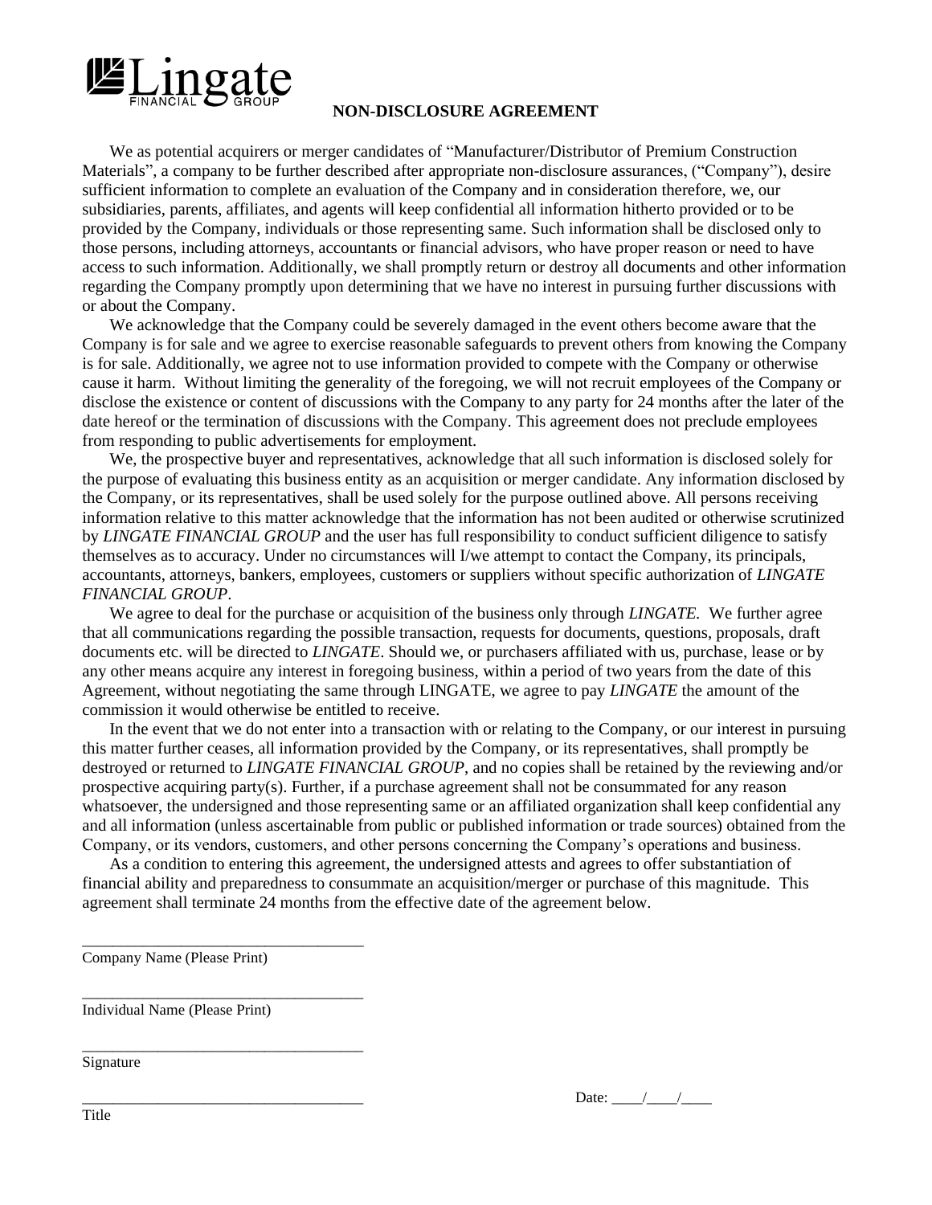# NON-DISCLOSURE AGREEMENT

We as potential acquirers or merger candidates of "Manufacturer/Distributor of Premium Construction Materials", a company to be further described after appropriate non-disclosure assurances, ("Company"), desire sufficient information to complete an evaluation of the Company and in consideration therefore, we, our subsidiaries, parents, affiliates, and agents will keep confidential all information hitherto provided or to be provided by the Company, individuals or those representing same. Such information shall be disclosed only to those persons, including attorneys, accountants or financial advisors, who have proper reason or need to have access to such information. Additionally, we shall promptly return or destroy all documents and other information regarding the Company promptly upon determining that we have no interest in pursuing further discussions with or about the Company.

We acknowledge that the Company could be severely damaged in the event others become aware that the Company is for sale and we agree to exercise reasonable safeguards to prevent others from knowing the Company is for sale. Additionally, we agree not to use information provided to compete with the Company or otherwise cause it harm. Without limiting the generality of the foregoing, we will not recruit employees of the Company or disclose the existence or content of discussions with the Company to any party for 24 months after the later of the date hereof or the termination of discussions with the Company. This agreement does not preclude employees from responding to public advertisements for employment.

We, the prospective buyer and representatives, acknowledge that all such information is disclosed solely for the purpose of evaluating this business entity as an acquisition or merger candidate. Any information disclosed by the Company, or its representatives, shall be used solely for the purpose outlined above. All persons receiving information relative to this matter acknowledge that the information has not been audited or otherwise scrutinized by *LINGATE FINANCIAL GROUP* and the user has full responsibility to conduct sufficient diligence to satisfy themselves as to accuracy. Under no circumstances will I/we attempt to contact the Company, its principals, accountants, attorneys, bankers, employees, customers or suppliers without specific authorization of *LINGATE FINANCIAL GROUP*.

We agree to deal for the purchase or acquisition of the business only through *LINGATE.* We further agree that all communications regarding the possible transaction, requests for documents, questions, proposals, draft documents etc. will be directed to *LINGATE*. Should we, or purchasers affiliated with us, purchase, lease or by any other means acquire any interest in foregoing business, within a period of two years from the date of this Agreement, without negotiating the same through LINGATE, we agree to pay *LINGATE* the amount of the commission it would otherwise be entitled to receive.

In the event that we do not enter into a transaction with or relating to the Company, or our interest in pursuing this matter further ceases, all information provided by the Company, or its representatives, shall promptly be destroyed or returned to *LINGATE FINANCIAL GROUP*, and no copies shall be retained by the reviewing and/or prospective acquiring party(s). Further, if a purchase agreement shall not be consummated for any reason whatsoever, the undersigned and those representing same or an affiliated organization shall keep confidential any and all information (unless ascertainable from public or published information or trade sources) obtained from the Company, or its vendors, customers, and other persons concerning the Company's operations and business.

As a condition to entering this agreement, the undersigned attests and agrees to offer substantiation of financial ability and preparedness to consummate an acquisition/merger or purchase of this magnitude. This agreement shall terminate 24 months from the effective date of the agreement below.

\_\_\_\_\_\_\_\_\_\_\_\_\_\_\_\_\_\_\_\_\_\_\_\_\_\_\_\_\_\_\_\_\_\_\_\_

Company Name (Please Print)

\_\_\_\_\_\_\_\_\_\_\_\_\_\_\_\_\_\_\_\_\_\_\_\_\_\_\_\_\_\_\_\_\_\_\_\_

Individual Name (Please Print)

\_\_\_\_\_\_\_\_\_\_\_\_\_\_\_\_\_\_\_\_\_\_\_\_\_\_\_\_\_\_\_\_\_\_\_\_

Signature

\_\_\_\_\_\_\_\_\_\_\_\_\_\_\_\_\_\_\_\_\_\_\_\_\_\_\_\_\_\_\_\_\_\_\_\_ Date: \_\_\_\_/\_\_\_\_/\_\_\_\_

Title